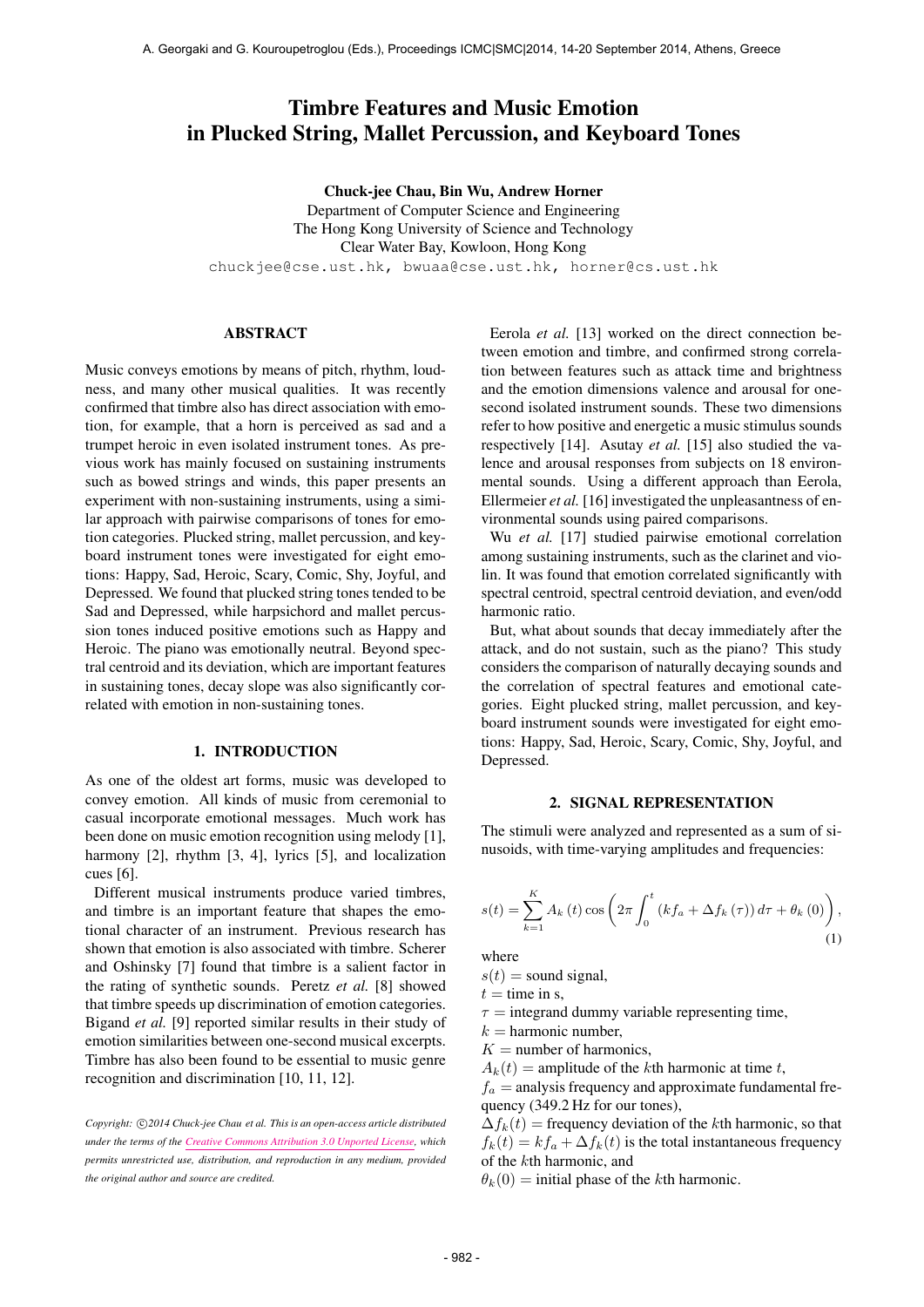# Timbre Features and Music Emotion in Plucked String, Mallet Percussion, and Keyboard Tones

**Chuck-jee Chau, Bin Wu, Andrew Horner**
Department of Computer Science and Engineering
The Hong Kong University of Science and Technology
Clear Water Bay, Kowloon, Hong Kong
chuckjee@cse.ust.hk, bwuaa@cse.ust.hk, horner@cs.ust.hk

## ABSTRACT

Music conveys emotions by means of pitch, rhythm, loudness, and many other musical qualities. It was recently confirmed that timbre also has direct association with emotion, for example, that a horn is perceived as sad and a trumpet heroic in even isolated instrument tones. As previous work has mainly focused on sustaining instruments such as bowed strings and winds, this paper presents an experiment with non-sustaining instruments, using a similar approach with pairwise comparisons of tones for emotion categories. Plucked string, mallet percussion, and keyboard instrument tones were investigated for eight emotions: Happy, Sad, Heroic, Scary, Comic, Shy, Joyful, and Depressed. We found that plucked string tones tended to be Sad and Depressed, while harpsichord and mallet percussion tones induced positive emotions such as Happy and Heroic. The piano was emotionally neutral. Beyond spectral centroid and its deviation, which are important features in sustaining tones, decay slope was also significantly correlated with emotion in non-sustaining tones.

## 1. INTRODUCTION

As one of the oldest art forms, music was developed to convey emotion. All kinds of music from ceremonial to casual incorporate emotional messages. Much work has been done on music emotion recognition using melody [1], harmony [2], rhythm [3, 4], lyrics [5], and localization cues [6].

Different musical instruments produce varied timbres, and timbre is an important feature that shapes the emotional character of an instrument. Previous research has shown that emotion is also associated with timbre. Scherer and Oshinsky [7] found that timbre is a salient factor in the rating of synthetic sounds. Peretz *et al.* [8] showed that timbre speeds up discrimination of emotion categories. Bigand *et al.* [9] reported similar results in their study of emotion similarities between one-second musical excerpts. Timbre has also been found to be essential to music genre recognition and discrimination [10, 11, 12].

*Copyright: ©2014 Chuck-jee Chau et al. This is an open-access article distributed under the terms of the Creative Commons Attribution 3.0 Unported License, which permits unrestricted use, distribution, and reproduction in any medium, provided the original author and source are credited.*

Eerola *et al.* [13] worked on the direct connection between emotion and timbre, and confirmed strong correlation between features such as attack time and brightness and the emotion dimensions valence and arousal for one-second isolated instrument sounds. These two dimensions refer to how positive and energetic a music stimulus sounds respectively [14]. Asutay *et al.* [15] also studied the valence and arousal responses from subjects on 18 environmental sounds. Using a different approach than Eerola, Ellermeier *et al.* [16] investigated the unpleasantness of environmental sounds using paired comparisons.

Wu *et al.* [17] studied pairwise emotional correlation among sustaining instruments, such as the clarinet and violin. It was found that emotion correlated significantly with spectral centroid, spectral centroid deviation, and even/odd harmonic ratio.

But, what about sounds that decay immediately after the attack, and do not sustain, such as the piano? This study considers the comparison of naturally decaying sounds and the correlation of spectral features and emotional categories. Eight plucked string, mallet percussion, and keyboard instrument sounds were investigated for eight emotions: Happy, Sad, Heroic, Scary, Comic, Shy, Joyful, and Depressed.

## 2. SIGNAL REPRESENTATION

The stimuli were analyzed and represented as a sum of sinusoids, with time-varying amplitudes and frequencies:

$$s(t) = \sum_{k=1}^{K} A_k(t) \cos\left(2\pi \int_0^t \left(kf_a + \Delta f_k(\tau)\right) d\tau + \theta_k(0)\right), \tag{1}$$

where
$s(t)$ = sound signal,
$t$ = time in s,
$\tau$ = integrand dummy variable representing time,
$k$ = harmonic number,
$K$ = number of harmonics,
$A_k(t)$ = amplitude of the $k$th harmonic at time $t$,
$f_a$ = analysis frequency and approximate fundamental frequency (349.2 Hz for our tones),
$\Delta f_k(t)$ = frequency deviation of the $k$th harmonic, so that $f_k(t) = kf_a + \Delta f_k(t)$ is the total instantaneous frequency of the $k$th harmonic, and
$\theta_k(0)$ = initial phase of the $k$th harmonic.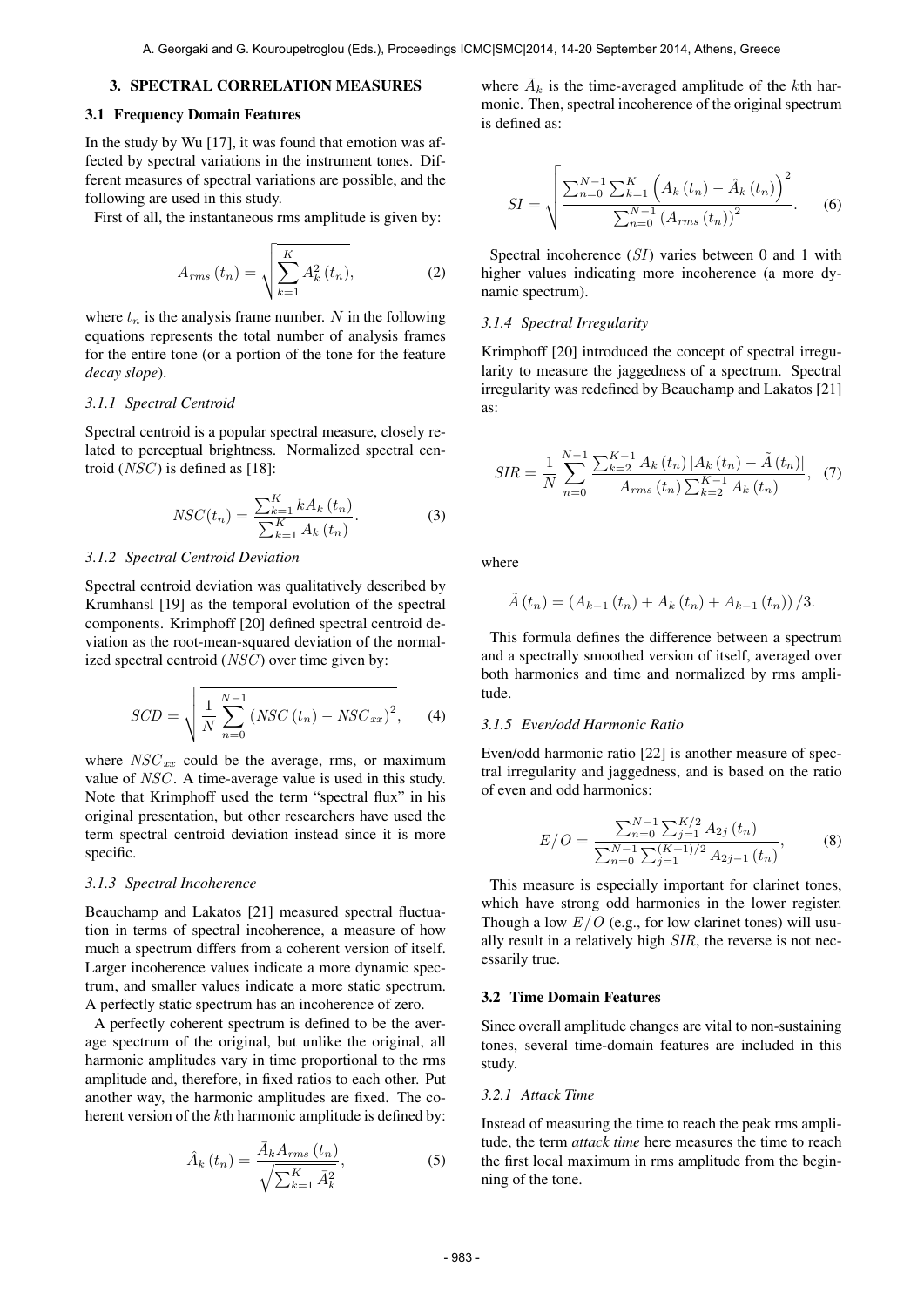## 3. SPECTRAL CORRELATION MEASURES

### 3.1 Frequency Domain Features

In the study by Wu [17], it was found that emotion was affected by spectral variations in the instrument tones. Different measures of spectral variations are possible, and the following are used in this study.

First of all, the instantaneous rms amplitude is given by:

$$A_{rms}\left(t_n\right) = \sqrt{\sum_{k=1}^{K} A_k^2\left(t_n\right)}, \tag{2}$$

where $t_n$ is the analysis frame number. $N$ in the following equations represents the total number of analysis frames for the entire tone (or a portion of the tone for the feature *decay slope*).

#### 3.1.1 Spectral Centroid

Spectral centroid is a popular spectral measure, closely related to perceptual brightness. Normalized spectral centroid ($NSC$) is defined as [18]:

$$NSC(t_n) = \frac{\sum_{k=1}^{K} k A_k\left(t_n\right)}{\sum_{k=1}^{K} A_k\left(t_n\right)}. \tag{3}$$

#### 3.1.2 Spectral Centroid Deviation

Spectral centroid deviation was qualitatively described by Krumhansl [19] as the temporal evolution of the spectral components. Krimphoff [20] defined spectral centroid deviation as the root-mean-squared deviation of the normalized spectral centroid ($NSC$) over time given by:

$$SCD = \sqrt{\frac{1}{N} \sum_{n=0}^{N-1} \left(NSC\left(t_n\right) - NSC_{xx}\right)^2}, \tag{4}$$

where $NSC_{xx}$ could be the average, rms, or maximum value of $NSC$. A time-average value is used in this study. Note that Krimphoff used the term "spectral flux" in his original presentation, but other researchers have used the term spectral centroid deviation instead since it is more specific.

#### 3.1.3 Spectral Incoherence

Beauchamp and Lakatos [21] measured spectral fluctuation in terms of spectral incoherence, a measure of how much a spectrum differs from a coherent version of itself. Larger incoherence values indicate a more dynamic spectrum, and smaller values indicate a more static spectrum. A perfectly static spectrum has an incoherence of zero.

A perfectly coherent spectrum is defined to be the average spectrum of the original, but unlike the original, all harmonic amplitudes vary in time proportional to the rms amplitude and, therefore, in fixed ratios to each other. Put another way, the harmonic amplitudes are fixed. The coherent version of the $k$th harmonic amplitude is defined by:

$$\hat{A}_k\left(t_n\right) = \frac{\bar{A}_k A_{rms}\left(t_n\right)}{\sqrt{\sum_{k=1}^{K} \bar{A}_k^2}}, \tag{5}$$

where $\bar{A}_k$ is the time-averaged amplitude of the $k$th harmonic. Then, spectral incoherence of the original spectrum is defined as:

$$SI = \sqrt{\frac{\sum_{n=0}^{N-1} \sum_{k=1}^{K} \left(A_k\left(t_n\right) - \hat{A}_k\left(t_n\right)\right)^2}{\sum_{n=0}^{N-1} \left(A_{rms}\left(t_n\right)\right)^2}}. \tag{6}$$

Spectral incoherence ($SI$) varies between 0 and 1 with higher values indicating more incoherence (a more dynamic spectrum).

#### 3.1.4 Spectral Irregularity

Krimphoff [20] introduced the concept of spectral irregularity to measure the jaggedness of a spectrum. Spectral irregularity was redefined by Beauchamp and Lakatos [21] as:

$$SIR = \frac{1}{N} \sum_{n=0}^{N-1} \frac{\sum_{k=2}^{K-1} A_k\left(t_n\right) \left|A_k\left(t_n\right) - \tilde{A}\left(t_n\right)\right|}{A_{rms}\left(t_n\right) \sum_{k=2}^{K-1} A_k\left(t_n\right)}, \tag{7}$$

where

$$\tilde{A}\left(t_n\right) = \left(A_{k-1}\left(t_n\right) + A_k\left(t_n\right) + A_{k-1}\left(t_n\right)\right)/3.$$

This formula defines the difference between a spectrum and a spectrally smoothed version of itself, averaged over both harmonics and time and normalized by rms amplitude.

#### 3.1.5 Even/odd Harmonic Ratio

Even/odd harmonic ratio [22] is another measure of spectral irregularity and jaggedness, and is based on the ratio of even and odd harmonics:

$$E/O = \frac{\sum_{n=0}^{N-1} \sum_{j=1}^{K/2} A_{2j}\left(t_n\right)}{\sum_{n=0}^{N-1} \sum_{j=1}^{(K+1)/2} A_{2j-1}\left(t_n\right)}, \tag{8}$$

This measure is especially important for clarinet tones, which have strong odd harmonics in the lower register. Though a low $E/O$ (e.g., for low clarinet tones) will usually result in a relatively high $SIR$, the reverse is not necessarily true.

### 3.2 Time Domain Features

Since overall amplitude changes are vital to non-sustaining tones, several time-domain features are included in this study.

#### 3.2.1 Attack Time

Instead of measuring the time to reach the peak rms amplitude, the term *attack time* here measures the time to reach the first local maximum in rms amplitude from the beginning of the tone.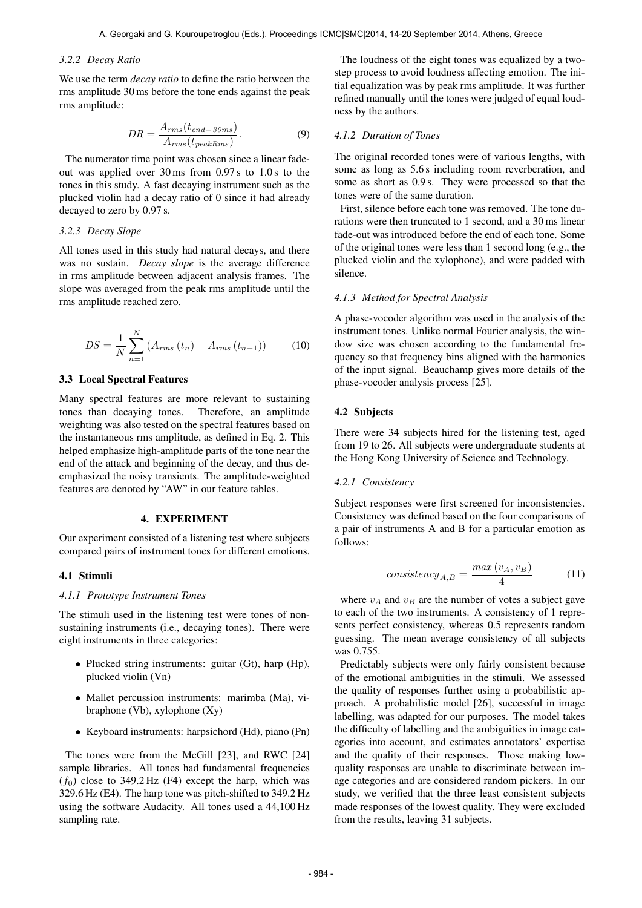#### 3.2.2 Decay Ratio

We use the term *decay ratio* to define the ratio between the rms amplitude 30 ms before the tone ends against the peak rms amplitude:

$$DR = \frac{A_{rms}(t_{end-30ms})}{A_{rms}(t_{peakRms})}. \tag{9}$$

The numerator time point was chosen since a linear fade-out was applied over 30 ms from 0.97 s to 1.0 s to the tones in this study. A fast decaying instrument such as the plucked violin had a decay ratio of 0 since it had already decayed to zero by 0.97 s.

#### 3.2.3 Decay Slope

All tones used in this study had natural decays, and there was no sustain. *Decay slope* is the average difference in rms amplitude between adjacent analysis frames. The slope was averaged from the peak rms amplitude until the rms amplitude reached zero.

$$DS = \frac{1}{N}\sum_{n=1}^{N}\left(A_{rms}\left(t_n\right) - A_{rms}\left(t_{n-1}\right)\right) \tag{10}$$

### 3.3 Local Spectral Features

Many spectral features are more relevant to sustaining tones than decaying tones. Therefore, an amplitude weighting was also tested on the spectral features based on the instantaneous rms amplitude, as defined in Eq. 2. This helped emphasize high-amplitude parts of the tone near the end of the attack and beginning of the decay, and thus de-emphasized the noisy transients. The amplitude-weighted features are denoted by "AW" in our feature tables.

## 4. EXPERIMENT

Our experiment consisted of a listening test where subjects compared pairs of instrument tones for different emotions.

### 4.1 Stimuli

#### 4.1.1 Prototype Instrument Tones

The stimuli used in the listening test were tones of non-sustaining instruments (i.e., decaying tones). There were eight instruments in three categories:

- Plucked string instruments: guitar (Gt), harp (Hp), plucked violin (Vn)
- Mallet percussion instruments: marimba (Ma), vibraphone (Vb), xylophone (Xy)
- Keyboard instruments: harpsichord (Hd), piano (Pn)

The tones were from the McGill [23], and RWC [24] sample libraries. All tones had fundamental frequencies ($f_0$) close to 349.2 Hz (F4) except the harp, which was 329.6 Hz (E4). The harp tone was pitch-shifted to 349.2 Hz using the software Audacity. All tones used a 44,100 Hz sampling rate.

The loudness of the eight tones was equalized by a two-step process to avoid loudness affecting emotion. The initial equalization was by peak rms amplitude. It was further refined manually until the tones were judged of equal loudness by the authors.

#### 4.1.2 Duration of Tones

The original recorded tones were of various lengths, with some as long as 5.6 s including room reverberation, and some as short as 0.9 s. They were processed so that the tones were of the same duration.

First, silence before each tone was removed. The tone durations were then truncated to 1 second, and a 30 ms linear fade-out was introduced before the end of each tone. Some of the original tones were less than 1 second long (e.g., the plucked violin and the xylophone), and were padded with silence.

#### 4.1.3 Method for Spectral Analysis

A phase-vocoder algorithm was used in the analysis of the instrument tones. Unlike normal Fourier analysis, the window size was chosen according to the fundamental frequency so that frequency bins aligned with the harmonics of the input signal. Beauchamp gives more details of the phase-vocoder analysis process [25].

### 4.2 Subjects

There were 34 subjects hired for the listening test, aged from 19 to 26. All subjects were undergraduate students at the Hong Kong University of Science and Technology.

#### 4.2.1 Consistency

Subject responses were first screened for inconsistencies. Consistency was defined based on the four comparisons of a pair of instruments A and B for a particular emotion as follows:

$$consistency_{A,B} = \frac{max\left(v_A, v_B\right)}{4} \tag{11}$$

where $v_A$ and $v_B$ are the number of votes a subject gave to each of the two instruments. A consistency of 1 represents perfect consistency, whereas 0.5 represents random guessing. The mean average consistency of all subjects was 0.755.

Predictably subjects were only fairly consistent because of the emotional ambiguities in the stimuli. We assessed the quality of responses further using a probabilistic approach. A probabilistic model [26], successful in image labelling, was adapted for our purposes. The model takes the difficulty of labelling and the ambiguities in image categories into account, and estimates annotators' expertise and the quality of their responses. Those making low-quality responses are unable to discriminate between image categories and are considered random pickers. In our study, we verified that the three least consistent subjects made responses of the lowest quality. They were excluded from the results, leaving 31 subjects.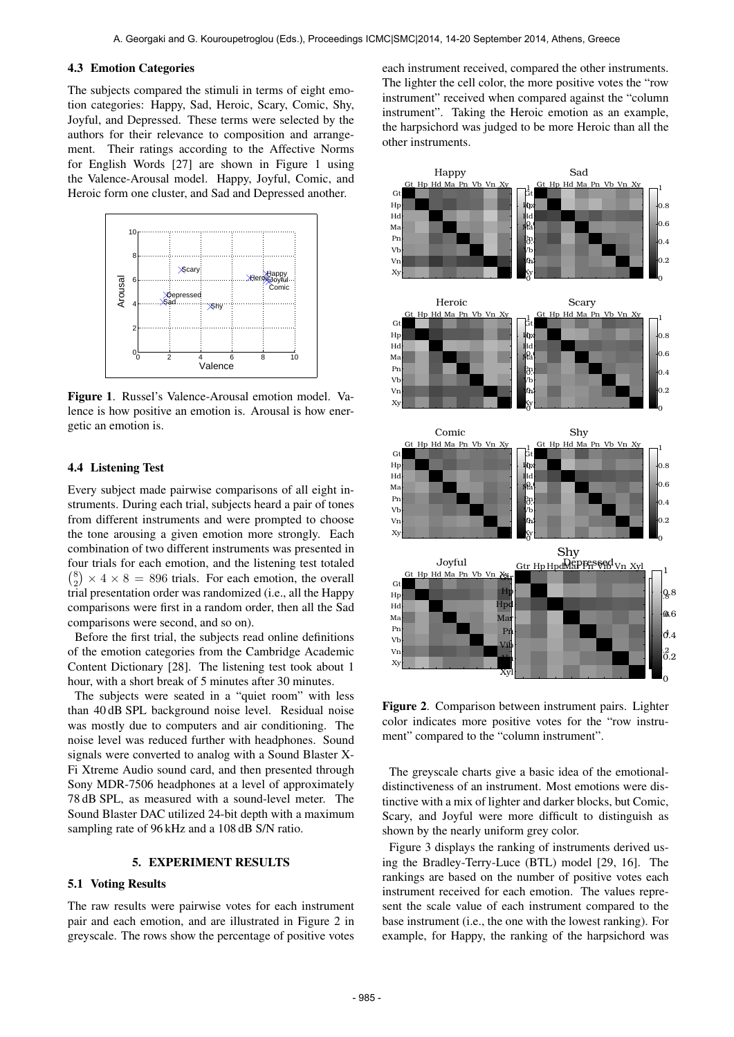### 4.3 Emotion Categories

The subjects compared the stimuli in terms of eight emotion categories: Happy, Sad, Heroic, Scary, Comic, Shy, Joyful, and Depressed. These terms were selected by the authors for their relevance to composition and arrangement. Their ratings according to the Affective Norms for English Words [27] are shown in Figure 1 using the Valence-Arousal model. Happy, Joyful, Comic, and Heroic form one cluster, and Sad and Depressed another.

**Figure 1**. Russel's Valence-Arousal emotion model. Valence is how positive an emotion is. Arousal is how energetic an emotion is.

### 4.4 Listening Test

Every subject made pairwise comparisons of all eight instruments. During each trial, subjects heard a pair of tones from different instruments and were prompted to choose the tone arousing a given emotion more strongly. Each combination of two different instruments was presented in four trials for each emotion, and the listening test totaled $\binom{8}{2} \times 4 \times 8 = 896$ trials. For each emotion, the overall trial presentation order was randomized (i.e., all the Happy comparisons were first in a random order, then all the Sad comparisons were second, and so on).

Before the first trial, the subjects read online definitions of the emotion categories from the Cambridge Academic Content Dictionary [28]. The listening test took about 1 hour, with a short break of 5 minutes after 30 minutes.

The subjects were seated in a "quiet room" with less than 40 dB SPL background noise level. Residual noise was mostly due to computers and air conditioning. The noise level was reduced further with headphones. Sound signals were converted to analog with a Sound Blaster X-Fi Xtreme Audio sound card, and then presented through Sony MDR-7506 headphones at a level of approximately 78 dB SPL, as measured with a sound-level meter. The Sound Blaster DAC utilized 24-bit depth with a maximum sampling rate of 96 kHz and a 108 dB S/N ratio.

## 5. EXPERIMENT RESULTS

### 5.1 Voting Results

The raw results were pairwise votes for each instrument pair and each emotion, and are illustrated in Figure 2 in greyscale. The rows show the percentage of positive votes each instrument received, compared the other instruments. The lighter the cell color, the more positive votes the "row instrument" received when compared against the "column instrument". Taking the Heroic emotion as an example, the harpsichord was judged to be more Heroic than all the other instruments.

**Figure 2**. Comparison between instrument pairs. Lighter color indicates more positive votes for the "row instrument" compared to the "column instrument".

The greyscale charts give a basic idea of the emotional-distinctiveness of an instrument. Most emotions were distinctive with a mix of lighter and darker blocks, but Comic, Scary, and Joyful were more difficult to distinguish as shown by the nearly uniform grey color.

Figure 3 displays the ranking of instruments derived using the Bradley-Terry-Luce (BTL) model [29, 16]. The rankings are based on the number of positive votes each instrument received for each emotion. The values represent the scale value of each instrument compared to the base instrument (i.e., the one with the lowest ranking). For example, for Happy, the ranking of the harpsichord was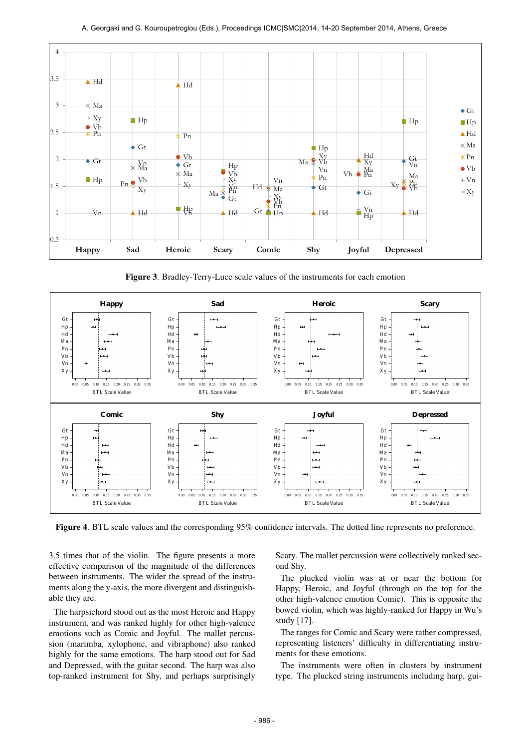**Figure 3**. Bradley-Terry-Luce scale values of the instruments for each emotion

**Figure 4**. BTL scale values and the corresponding 95% confidence intervals. The dotted line represents no preference.

3.5 times that of the violin. The figure presents a more effective comparison of the magnitude of the differences between instruments. The wider the spread of the instruments along the y-axis, the more divergent and distinguishable they are.

The harpsichord stood out as the most Heroic and Happy instrument, and was ranked highly for other high-valence emotions such as Comic and Joyful. The mallet percussion (marimba, xylophone, and vibraphone) also ranked highly for the same emotions. The harp stood out for Sad and Depressed, with the guitar second. The harp was also top-ranked instrument for Shy, and perhaps surprisingly Scary. The mallet percussion were collectively ranked second Shy.

The plucked violin was at or near the bottom for Happy, Heroic, and Joyful (through on the top for the other high-valence emotion Comic). This is opposite the bowed violin, which was highly-ranked for Happy in Wu's study [17].

The ranges for Comic and Scary were rather compressed, representing listeners' difficulty in differentiating instruments for these emotions.

The instruments were often in clusters by instrument type. The plucked string instruments including harp, gui-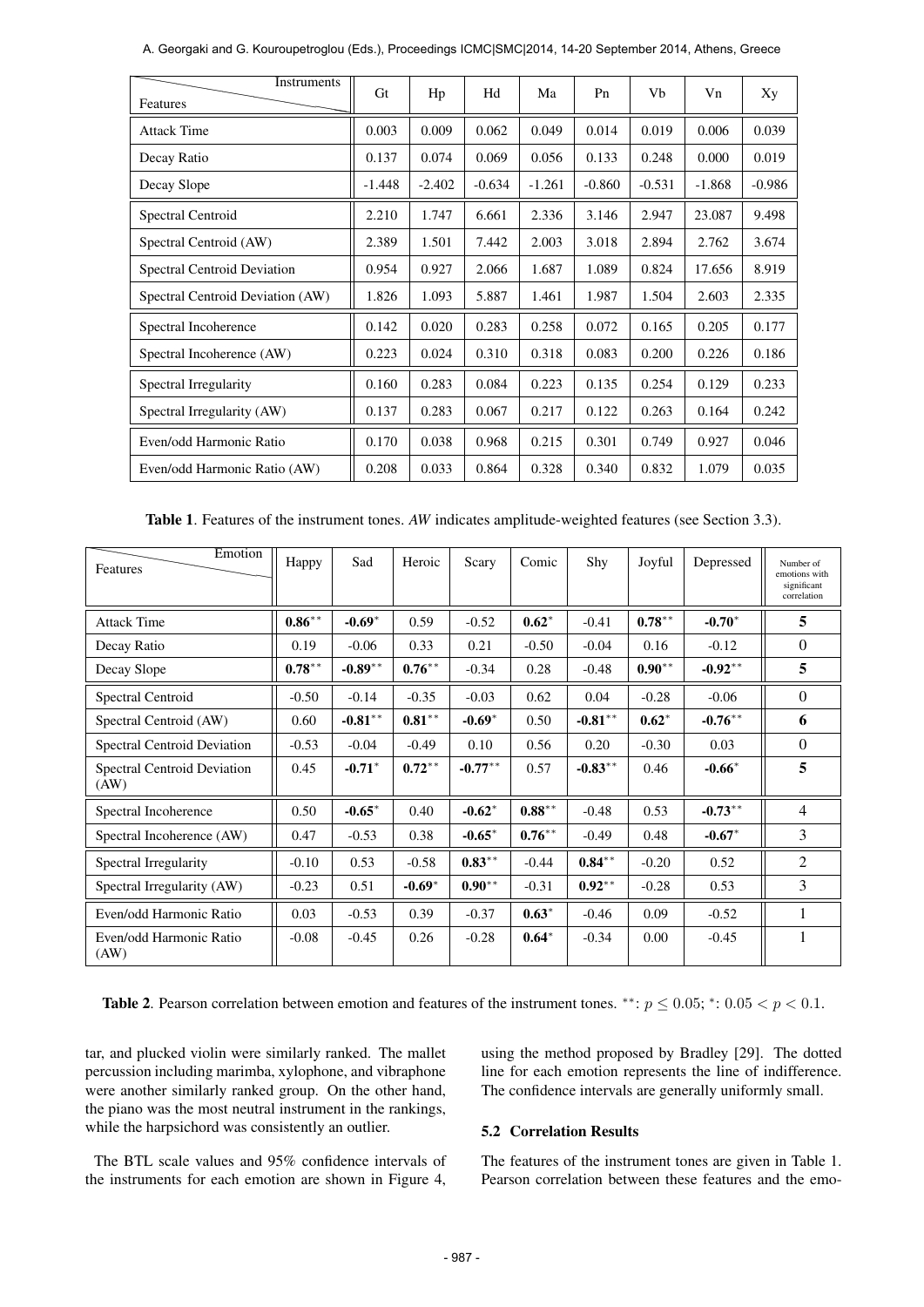| Features \ Instruments | Gt | Hp | Hd | Ma | Pn | Vb | Vn | Xy |
|---|---|---|---|---|---|---|---|---|
| Attack Time | 0.003 | 0.009 | 0.062 | 0.049 | 0.014 | 0.019 | 0.006 | 0.039 |
| Decay Ratio | 0.137 | 0.074 | 0.069 | 0.056 | 0.133 | 0.248 | 0.000 | 0.019 |
| Decay Slope | -1.448 | -2.402 | -0.634 | -1.261 | -0.860 | -0.531 | -1.868 | -0.986 |
| Spectral Centroid | 2.210 | 1.747 | 6.661 | 2.336 | 3.146 | 2.947 | 23.087 | 9.498 |
| Spectral Centroid (AW) | 2.389 | 1.501 | 7.442 | 2.003 | 3.018 | 2.894 | 2.762 | 3.674 |
| Spectral Centroid Deviation | 0.954 | 0.927 | 2.066 | 1.687 | 1.089 | 0.824 | 17.656 | 8.919 |
| Spectral Centroid Deviation (AW) | 1.826 | 1.093 | 5.887 | 1.461 | 1.987 | 1.504 | 2.603 | 2.335 |
| Spectral Incoherence | 0.142 | 0.020 | 0.283 | 0.258 | 0.072 | 0.165 | 0.205 | 0.177 |
| Spectral Incoherence (AW) | 0.223 | 0.024 | 0.310 | 0.318 | 0.083 | 0.200 | 0.226 | 0.186 |
| Spectral Irregularity | 0.160 | 0.283 | 0.084 | 0.223 | 0.135 | 0.254 | 0.129 | 0.233 |
| Spectral Irregularity (AW) | 0.137 | 0.283 | 0.067 | 0.217 | 0.122 | 0.263 | 0.164 | 0.242 |
| Even/odd Harmonic Ratio | 0.170 | 0.038 | 0.968 | 0.215 | 0.301 | 0.749 | 0.927 | 0.046 |
| Even/odd Harmonic Ratio (AW) | 0.208 | 0.033 | 0.864 | 0.328 | 0.340 | 0.832 | 1.079 | 0.035 |

**Table 1**. Features of the instrument tones. *AW* indicates amplitude-weighted features (see Section 3.3).

| Features \ Emotion | Happy | Sad | Heroic | Scary | Comic | Shy | Joyful | Depressed | Number of emotions with significant correlation |
|---|---|---|---|---|---|---|---|---|---|
| Attack Time | **0.86**$^{**}$ | **-0.69**$^{*}$ | 0.59 | -0.52 | **0.62**$^{*}$ | -0.41 | **0.78**$^{**}$ | **-0.70**$^{*}$ | **5** |
| Decay Ratio | 0.19 | -0.06 | 0.33 | 0.21 | -0.50 | -0.04 | 0.16 | -0.12 | 0 |
| Decay Slope | **0.78**$^{**}$ | **-0.89**$^{**}$ | **0.76**$^{**}$ | -0.34 | 0.28 | -0.48 | **0.90**$^{**}$ | **-0.92**$^{**}$ | **5** |
| Spectral Centroid | -0.50 | -0.14 | -0.35 | -0.03 | 0.62 | 0.04 | -0.28 | -0.06 | 0 |
| Spectral Centroid (AW) | 0.60 | **-0.81**$^{**}$ | **0.81**$^{**}$ | **-0.69**$^{*}$ | 0.50 | **-0.81**$^{**}$ | **0.62**$^{*}$ | **-0.76**$^{**}$ | **6** |
| Spectral Centroid Deviation | -0.53 | -0.04 | -0.49 | 0.10 | 0.56 | 0.20 | -0.30 | 0.03 | 0 |
| Spectral Centroid Deviation (AW) | 0.45 | **-0.71**$^{*}$ | **0.72**$^{**}$ | **-0.77**$^{**}$ | 0.57 | **-0.83**$^{**}$ | 0.46 | **-0.66**$^{*}$ | **5** |
| Spectral Incoherence | 0.50 | **-0.65**$^{*}$ | 0.40 | **-0.62**$^{*}$ | **0.88**$^{**}$ | -0.48 | 0.53 | **-0.73**$^{**}$ | 4 |
| Spectral Incoherence (AW) | 0.47 | -0.53 | 0.38 | **-0.65**$^{*}$ | **0.76**$^{**}$ | -0.49 | 0.48 | **-0.67**$^{*}$ | 3 |
| Spectral Irregularity | -0.10 | 0.53 | -0.58 | **0.83**$^{**}$ | -0.44 | **0.84**$^{**}$ | -0.20 | 0.52 | 2 |
| Spectral Irregularity (AW) | -0.23 | 0.51 | **-0.69**$^{*}$ | **0.90**$^{**}$ | -0.31 | **0.92**$^{**}$ | -0.28 | 0.53 | 3 |
| Even/odd Harmonic Ratio | 0.03 | -0.53 | 0.39 | -0.37 | **0.63**$^{*}$ | -0.46 | 0.09 | -0.52 | 1 |
| Even/odd Harmonic Ratio (AW) | -0.08 | -0.45 | 0.26 | -0.28 | **0.64**$^{*}$ | -0.34 | 0.00 | -0.45 | 1 |

**Table 2**. Pearson correlation between emotion and features of the instrument tones. $^{**}$: $p \leq 0.05$; $^{*}$: $0.05 < p < 0.1$.

tar, and plucked violin were similarly ranked. The mallet percussion including marimba, xylophone, and vibraphone were another similarly ranked group. On the other hand, the piano was the most neutral instrument in the rankings, while the harpsichord was consistently an outlier.

The BTL scale values and 95% confidence intervals of the instruments for each emotion are shown in Figure 4, using the method proposed by Bradley [29]. The dotted line for each emotion represents the line of indifference. The confidence intervals are generally uniformly small.

### 5.2 Correlation Results

The features of the instrument tones are given in Table 1. Pearson correlation between these features and the emo-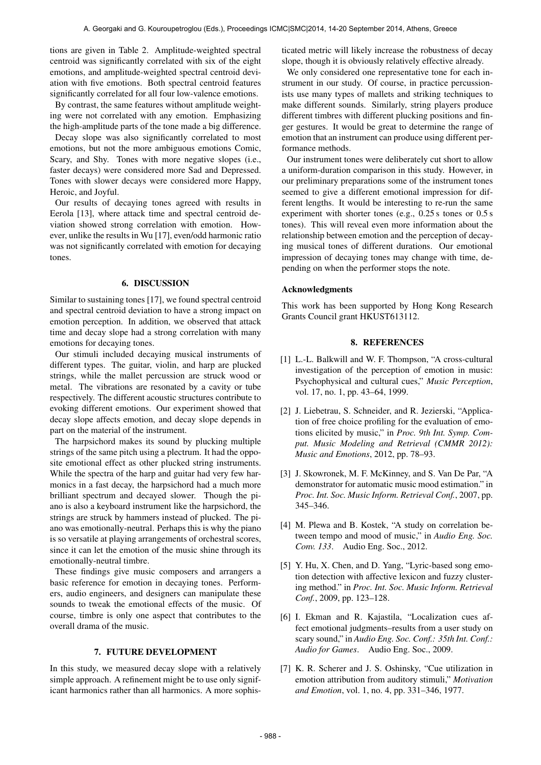tions are given in Table 2. Amplitude-weighted spectral centroid was significantly correlated with six of the eight emotions, and amplitude-weighted spectral centroid deviation with five emotions. Both spectral centroid features significantly correlated for all four low-valence emotions.

By contrast, the same features without amplitude weighting were not correlated with any emotion. Emphasizing the high-amplitude parts of the tone made a big difference.

Decay slope was also significantly correlated to most emotions, but not the more ambiguous emotions Comic, Scary, and Shy. Tones with more negative slopes (i.e., faster decays) were considered more Sad and Depressed. Tones with slower decays were considered more Happy, Heroic, and Joyful.

Our results of decaying tones agreed with results in Eerola [13], where attack time and spectral centroid deviation showed strong correlation with emotion. However, unlike the results in Wu [17], even/odd harmonic ratio was not significantly correlated with emotion for decaying tones.

## 6. DISCUSSION

Similar to sustaining tones [17], we found spectral centroid and spectral centroid deviation to have a strong impact on emotion perception. In addition, we observed that attack time and decay slope had a strong correlation with many emotions for decaying tones.

Our stimuli included decaying musical instruments of different types. The guitar, violin, and harp are plucked strings, while the mallet percussion are struck wood or metal. The vibrations are resonated by a cavity or tube respectively. The different acoustic structures contribute to evoking different emotions. Our experiment showed that decay slope affects emotion, and decay slope depends in part on the material of the instrument.

The harpsichord makes its sound by plucking multiple strings of the same pitch using a plectrum. It had the opposite emotional effect as other plucked string instruments. While the spectra of the harp and guitar had very few harmonics in a fast decay, the harpsichord had a much more brilliant spectrum and decayed slower. Though the piano is also a keyboard instrument like the harpsichord, the strings are struck by hammers instead of plucked. The piano was emotionally-neutral. Perhaps this is why the piano is so versatile at playing arrangements of orchestral scores, since it can let the emotion of the music shine through its emotionally-neutral timbre.

These findings give music composers and arrangers a basic reference for emotion in decaying tones. Performers, audio engineers, and designers can manipulate these sounds to tweak the emotional effects of the music. Of course, timbre is only one aspect that contributes to the overall drama of the music.

## 7. FUTURE DEVELOPMENT

In this study, we measured decay slope with a relatively simple approach. A refinement might be to use only significant harmonics rather than all harmonics. A more sophisticated metric will likely increase the robustness of decay slope, though it is obviously relatively effective already.

We only considered one representative tone for each instrument in our study. Of course, in practice percussionists use many types of mallets and striking techniques to make different sounds. Similarly, string players produce different timbres with different plucking positions and finger gestures. It would be great to determine the range of emotion that an instrument can produce using different performance methods.

Our instrument tones were deliberately cut short to allow a uniform-duration comparison in this study. However, in our preliminary preparations some of the instrument tones seemed to give a different emotional impression for different lengths. It would be interesting to re-run the same experiment with shorter tones (e.g., 0.25 s tones or 0.5 s tones). This will reveal even more information about the relationship between emotion and the perception of decaying musical tones of different durations. Our emotional impression of decaying tones may change with time, depending on when the performer stops the note.

### Acknowledgments

This work has been supported by Hong Kong Research Grants Council grant HKUST613112.

## 8. REFERENCES

[1] L.-L. Balkwill and W. F. Thompson, "A cross-cultural investigation of the perception of emotion in music: Psychophysical and cultural cues," *Music Perception*, vol. 17, no. 1, pp. 43–64, 1999.

[2] J. Liebetrau, S. Schneider, and R. Jezierski, "Application of free choice profiling for the evaluation of emotions elicited by music," in *Proc. 9th Int. Symp. Comput. Music Modeling and Retrieval (CMMR 2012): Music and Emotions*, 2012, pp. 78–93.

[3] J. Skowronek, M. F. McKinney, and S. Van De Par, "A demonstrator for automatic music mood estimation." in *Proc. Int. Soc. Music Inform. Retrieval Conf.*, 2007, pp. 345–346.

[4] M. Plewa and B. Kostek, "A study on correlation between tempo and mood of music," in *Audio Eng. Soc. Conv. 133*. Audio Eng. Soc., 2012.

[5] Y. Hu, X. Chen, and D. Yang, "Lyric-based song emotion detection with affective lexicon and fuzzy clustering method." in *Proc. Int. Soc. Music Inform. Retrieval Conf.*, 2009, pp. 123–128.

[6] I. Ekman and R. Kajastila, "Localization cues affect emotional judgments–results from a user study on scary sound," in *Audio Eng. Soc. Conf.: 35th Int. Conf.: Audio for Games*. Audio Eng. Soc., 2009.

[7] K. R. Scherer and J. S. Oshinsky, "Cue utilization in emotion attribution from auditory stimuli," *Motivation and Emotion*, vol. 1, no. 4, pp. 331–346, 1977.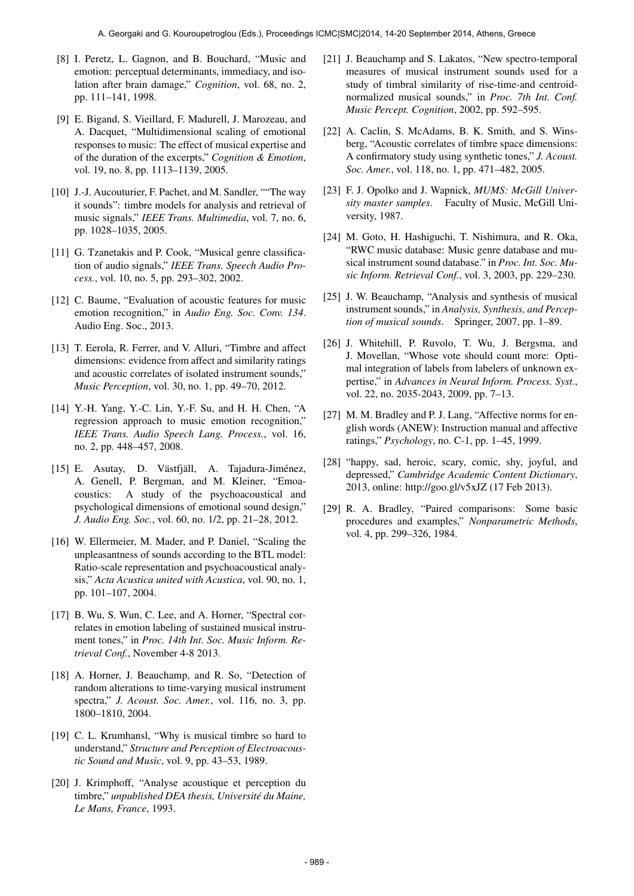[8] I. Peretz, L. Gagnon, and B. Bouchard, "Music and emotion: perceptual determinants, immediacy, and isolation after brain damage," *Cognition*, vol. 68, no. 2, pp. 111–141, 1998.

[9] E. Bigand, S. Vieillard, F. Madurell, J. Marozeau, and A. Dacquet, "Multidimensional scaling of emotional responses to music: The effect of musical expertise and of the duration of the excerpts," *Cognition & Emotion*, vol. 19, no. 8, pp. 1113–1139, 2005.

[10] J.-J. Aucouturier, F. Pachet, and M. Sandler, ""The way it sounds": timbre models for analysis and retrieval of music signals," *IEEE Trans. Multimedia*, vol. 7, no. 6, pp. 1028–1035, 2005.

[11] G. Tzanetakis and P. Cook, "Musical genre classification of audio signals," *IEEE Trans. Speech Audio Process.*, vol. 10, no. 5, pp. 293–302, 2002.

[12] C. Baume, "Evaluation of acoustic features for music emotion recognition," in *Audio Eng. Soc. Conv. 134*. Audio Eng. Soc., 2013.

[13] T. Eerola, R. Ferrer, and V. Alluri, "Timbre and affect dimensions: evidence from affect and similarity ratings and acoustic correlates of isolated instrument sounds," *Music Perception*, vol. 30, no. 1, pp. 49–70, 2012.

[14] Y.-H. Yang, Y.-C. Lin, Y.-F. Su, and H. H. Chen, "A regression approach to music emotion recognition," *IEEE Trans. Audio Speech Lang. Process.*, vol. 16, no. 2, pp. 448–457, 2008.

[15] E. Asutay, D. Västfjäll, A. Tajadura-Jiménez, A. Genell, P. Bergman, and M. Kleiner, "Emoacoustics: A study of the psychoacoustical and psychological dimensions of emotional sound design," *J. Audio Eng. Soc.*, vol. 60, no. 1/2, pp. 21–28, 2012.

[16] W. Ellermeier, M. Mader, and P. Daniel, "Scaling the unpleasantness of sounds according to the BTL model: Ratio-scale representation and psychoacoustical analysis," *Acta Acustica united with Acustica*, vol. 90, no. 1, pp. 101–107, 2004.

[17] B. Wu, S. Wun, C. Lee, and A. Horner, "Spectral correlates in emotion labeling of sustained musical instrument tones," in *Proc. 14th Int. Soc. Music Inform. Retrieval Conf.*, November 4-8 2013.

[18] A. Horner, J. Beauchamp, and R. So, "Detection of random alterations to time-varying musical instrument spectra," *J. Acoust. Soc. Amer.*, vol. 116, no. 3, pp. 1800–1810, 2004.

[19] C. L. Krumhansl, "Why is musical timbre so hard to understand," *Structure and Perception of Electroacoustic Sound and Music*, vol. 9, pp. 43–53, 1989.

[20] J. Krimphoff, "Analyse acoustique et perception du timbre," *unpublished DEA thesis, Université du Maine, Le Mans, France*, 1993.

[21] J. Beauchamp and S. Lakatos, "New spectro-temporal measures of musical instrument sounds used for a study of timbral similarity of rise-time-and centroid-normalized musical sounds," in *Proc. 7th Int. Conf. Music Percept. Cognition*, 2002, pp. 592–595.

[22] A. Caclin, S. McAdams, B. K. Smith, and S. Winsberg, "Acoustic correlates of timbre space dimensions: A confirmatory study using synthetic tones," *J. Acoust. Soc. Amer.*, vol. 118, no. 1, pp. 471–482, 2005.

[23] F. J. Opolko and J. Wapnick, *MUMS: McGill University master samples*. Faculty of Music, McGill University, 1987.

[24] M. Goto, H. Hashiguchi, T. Nishimura, and R. Oka, "RWC music database: Music genre database and musical instrument sound database." in *Proc. Int. Soc. Music Inform. Retrieval Conf.*, vol. 3, 2003, pp. 229–230.

[25] J. W. Beauchamp, "Analysis and synthesis of musical instrument sounds," in *Analysis, Synthesis, and Perception of musical sounds*. Springer, 2007, pp. 1–89.

[26] J. Whitehill, P. Ruvolo, T. Wu, J. Bergsma, and J. Movellan, "Whose vote should count more: Optimal integration of labels from labelers of unknown expertise," in *Advances in Neural Inform. Process. Syst.*, vol. 22, no. 2035-2043, 2009, pp. 7–13.

[27] M. M. Bradley and P. J. Lang, "Affective norms for english words (ANEW): Instruction manual and affective ratings," *Psychology*, no. C-1, pp. 1–45, 1999.

[28] "happy, sad, heroic, scary, comic, shy, joyful, and depressed," *Cambridge Academic Content Dictionary*, 2013, online: http://goo.gl/v5xJZ (17 Feb 2013).

[29] R. A. Bradley, "Paired comparisons: Some basic procedures and examples," *Nonparametric Methods*, vol. 4, pp. 299–326, 1984.